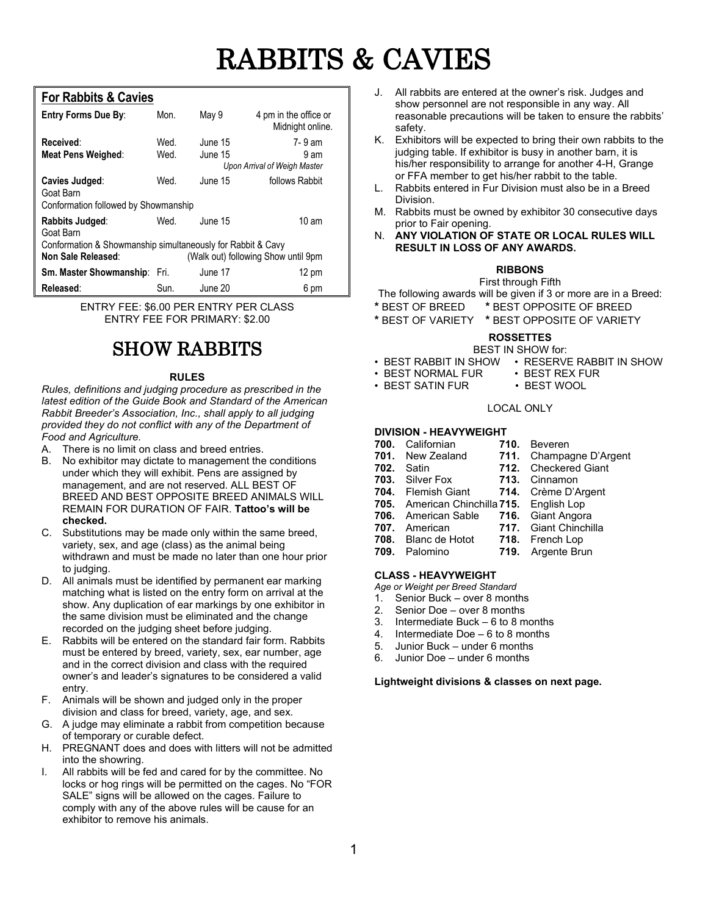# RABBITS & CAVIES

| **For Rabbits & Cavies** | | | |
|---|---|---|---|
| **Entry Forms Due By**: | Mon. | May 9 | 4 pm in the office or Midnight online. |
| **Received**: | Wed. | June 15 | 7- 9 am |
| **Meat Pens Weighed**: | Wed. | June 15 | 9 am *Upon Arrival of Weigh Master* |
| **Cavies Judged**: Goat Barn | Wed. | June 15 | follows Rabbit |
| Conformation followed by Showmanship | | | |
| **Rabbits Judged**: Goat Barn | Wed. | June 15 | 10 am |
| Conformation & Showmanship simultaneously for Rabbit & Cavy | | | |
| **Non Sale Released**: | | | (Walk out) following Show until 9pm |
| **Sm. Master Showmanship**: | Fri. | June 17 | 12 pm |
| **Released**: | Sun. | June 20 | 6 pm |

ENTRY FEE: $6.00 PER ENTRY PER CLASS
ENTRY FEE FOR PRIMARY: $2.00

## SHOW RABBITS

### RULES

*Rules, definitions and judging procedure as prescribed in the latest edition of the Guide Book and Standard of the American Rabbit Breeder's Association, Inc., shall apply to all judging provided they do not conflict with any of the Department of Food and Agriculture.*

A. There is no limit on class and breed entries.
B. No exhibitor may dictate to management the conditions under which they will exhibit. Pens are assigned by management, and are not reserved. ALL BEST OF BREED AND BEST OPPOSITE BREED ANIMALS WILL REMAIN FOR DURATION OF FAIR. **Tattoo's will be checked.**
C. Substitutions may be made only within the same breed, variety, sex, and age (class) as the animal being withdrawn and must be made no later than one hour prior to judging.
D. All animals must be identified by permanent ear marking matching what is listed on the entry form on arrival at the show. Any duplication of ear markings by one exhibitor in the same division must be eliminated and the change recorded on the judging sheet before judging.
E. Rabbits will be entered on the standard fair form. Rabbits must be entered by breed, variety, sex, ear number, age and in the correct division and class with the required owner's and leader's signatures to be considered a valid entry.
F. Animals will be shown and judged only in the proper division and class for breed, variety, age, and sex.
G. A judge may eliminate a rabbit from competition because of temporary or curable defect.
H. PREGNANT does and does with litters will not be admitted into the showring.
I. All rabbits will be fed and cared for by the committee. No locks or hog rings will be permitted on the cages. No "FOR SALE" signs will be allowed on the cages. Failure to comply with any of the above rules will be cause for an exhibitor to remove his animals.
J. All rabbits are entered at the owner's risk. Judges and show personnel are not responsible in any way. All reasonable precautions will be taken to ensure the rabbits' safety.
K. Exhibitors will be expected to bring their own rabbits to the judging table. If exhibitor is busy in another barn, it is his/her responsibility to arrange for another 4-H, Grange or FFA member to get his/her rabbit to the table.
L. Rabbits entered in Fur Division must also be in a Breed Division.
M. Rabbits must be owned by exhibitor 30 consecutive days prior to Fair opening.
N. **ANY VIOLATION OF STATE OR LOCAL RULES WILL RESULT IN LOSS OF ANY AWARDS.**

### RIBBONS

First through Fifth

The following awards will be given if 3 or more are in a Breed:

* BEST OF BREED
* BEST OPPOSITE OF BREED
* BEST OF VARIETY
* BEST OPPOSITE OF VARIETY

### ROSSETTES

BEST IN SHOW for:

- BEST RABBIT IN SHOW
- RESERVE RABBIT IN SHOW
- BEST NORMAL FUR
- BEST REX FUR
- BEST SATIN FUR
- BEST WOOL

LOCAL ONLY

#### DIVISION - HEAVYWEIGHT

**700.** Californian
**701.** New Zealand
**702.** Satin
**703.** Silver Fox
**704.** Flemish Giant
**705.** American Chinchilla
**706.** American Sable
**707.** American
**708.** Blanc de Hotot
**709.** Palomino
**710.** Beveren
**711.** Champagne D'Argent
**712.** Checkered Giant
**713.** Cinnamon
**714.** Crème D'Argent
**715.** English Lop
**716.** Giant Angora
**717.** Giant Chinchilla
**718.** French Lop
**719.** Argente Brun

#### CLASS - HEAVYWEIGHT

*Age or Weight per Breed Standard*

1. Senior Buck – over 8 months
2. Senior Doe – over 8 months
3. Intermediate Buck – 6 to 8 months
4. Intermediate Doe – 6 to 8 months
5. Junior Buck – under 6 months
6. Junior Doe – under 6 months

**Lightweight divisions & classes on next page.**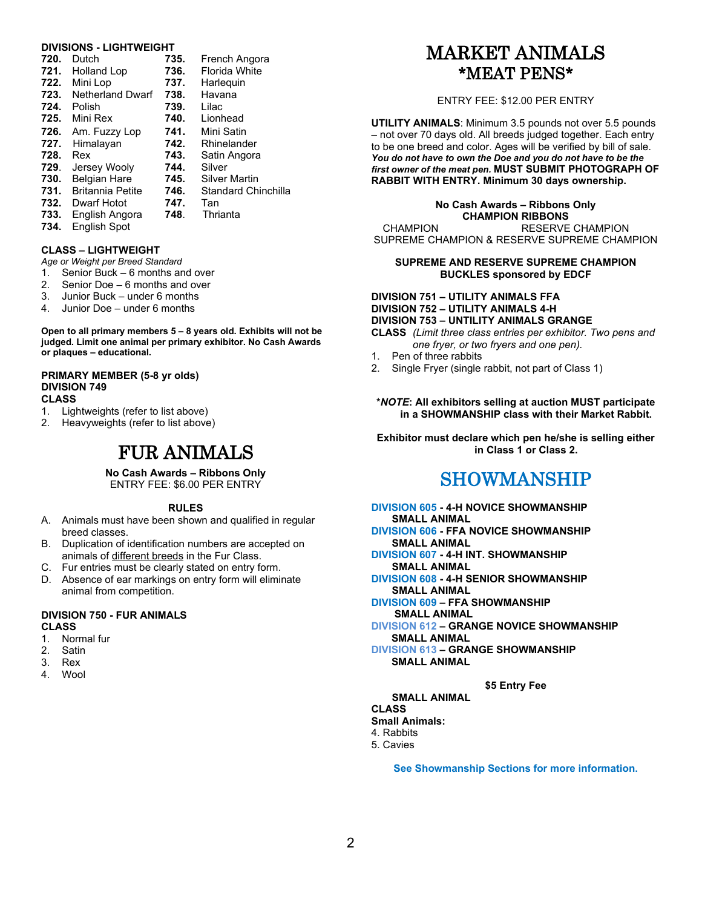**DIVISIONS - LIGHTWEIGHT**

| | | | |
|---|---|---|---|
| **720.** | Dutch | **735.** | French Angora |
| **721.** | Holland Lop | **736.** | Florida White |
| **722.** | Mini Lop | **737.** | Harlequin |
| **723.** | Netherland Dwarf | **738.** | Havana |
| **724.** | Polish | **739.** | Lilac |
| **725.** | Mini Rex | **740.** | Lionhead |
| **726.** | Am. Fuzzy Lop | **741.** | Mini Satin |
| **727.** | Himalayan | **742.** | Rhinelander |
| **728.** | Rex | **743.** | Satin Angora |
| **729.** | Jersey Wooly | **744.** | Silver |
| **730.** | Belgian Hare | **745.** | Silver Martin |
| **731.** | Britannia Petite | **746.** | Standard Chinchilla |
| **732.** | Dwarf Hotot | **747.** | Tan |
| **733.** | English Angora | **748.** | Thrianta |
| **734.** | English Spot | | |

**CLASS – LIGHTWEIGHT**

*Age or Weight per Breed Standard*

1. Senior Buck – 6 months and over
2. Senior Doe – 6 months and over
3. Junior Buck – under 6 months
4. Junior Doe – under 6 months

**Open to all primary members 5 – 8 years old. Exhibits will not be judged. Limit one animal per primary exhibitor. No Cash Awards or plaques – educational.**

**PRIMARY MEMBER (5-8 yr olds)**
**DIVISION 749**
**CLASS**

1. Lightweights (refer to list above)
2. Heavyweights (refer to list above)

# FUR ANIMALS

**No Cash Awards – Ribbons Only**
ENTRY FEE: $6.00 PER ENTRY

**RULES**

A. Animals must have been shown and qualified in regular breed classes.
B. Duplication of identification numbers are accepted on animals of different breeds in the Fur Class.
C. Fur entries must be clearly stated on entry form.
D. Absence of ear markings on entry form will eliminate animal from competition.

**DIVISION 750 - FUR ANIMALS**
**CLASS**

1. Normal fur
2. Satin
3. Rex
4. Wool

# MARKET ANIMALS
## *MEAT PENS*

ENTRY FEE: $12.00 PER ENTRY

**UTILITY ANIMALS**: Minimum 3.5 pounds not over 5.5 pounds – not over 70 days old. All breeds judged together. Each entry to be one breed and color. Ages will be verified by bill of sale. ***You do not have to own the Doe and you do not have to be the first owner of the meat pen.*** **MUST SUBMIT PHOTOGRAPH OF RABBIT WITH ENTRY. Minimum 30 days ownership.**

**No Cash Awards – Ribbons Only**
**CHAMPION RIBBONS**
CHAMPION RESERVE CHAMPION
SUPREME CHAMPION & RESERVE SUPREME CHAMPION

**SUPREME AND RESERVE SUPREME CHAMPION BUCKLES sponsored by EDCF**

**DIVISION 751 – UTILITY ANIMALS FFA**
**DIVISION 752 – UTILITY ANIMALS 4-H**
**DIVISION 753 – UNTILITY ANIMALS GRANGE**
**CLASS** *(Limit three class entries per exhibitor. Two pens and one fryer, or two fryers and one pen).*

1. Pen of three rabbits
2. Single Fryer (single rabbit, not part of Class 1)

***NOTE*: All exhibitors selling at auction MUST participate in a SHOWMANSHIP class with their Market Rabbit.**

**Exhibitor must declare which pen he/she is selling either in Class 1 or Class 2.**

# SHOWMANSHIP

**DIVISION 605 - 4-H NOVICE SHOWMANSHIP SMALL ANIMAL**
**DIVISION 606 - FFA NOVICE SHOWMANSHIP SMALL ANIMAL**
**DIVISION 607 - 4-H INT. SHOWMANSHIP SMALL ANIMAL**
**DIVISION 608 - 4-H SENIOR SHOWMANSHIP SMALL ANIMAL**
**DIVISION 609 – FFA SHOWMANSHIP SMALL ANIMAL**
**DIVISION 612 – GRANGE NOVICE SHOWMANSHIP SMALL ANIMAL**
**DIVISION 613 – GRANGE SHOWMANSHIP SMALL ANIMAL**

**$5 Entry Fee**

**SMALL ANIMAL**
**CLASS**
**Small Animals:**
4. Rabbits
5. Cavies

**See Showmanship Sections for more information.**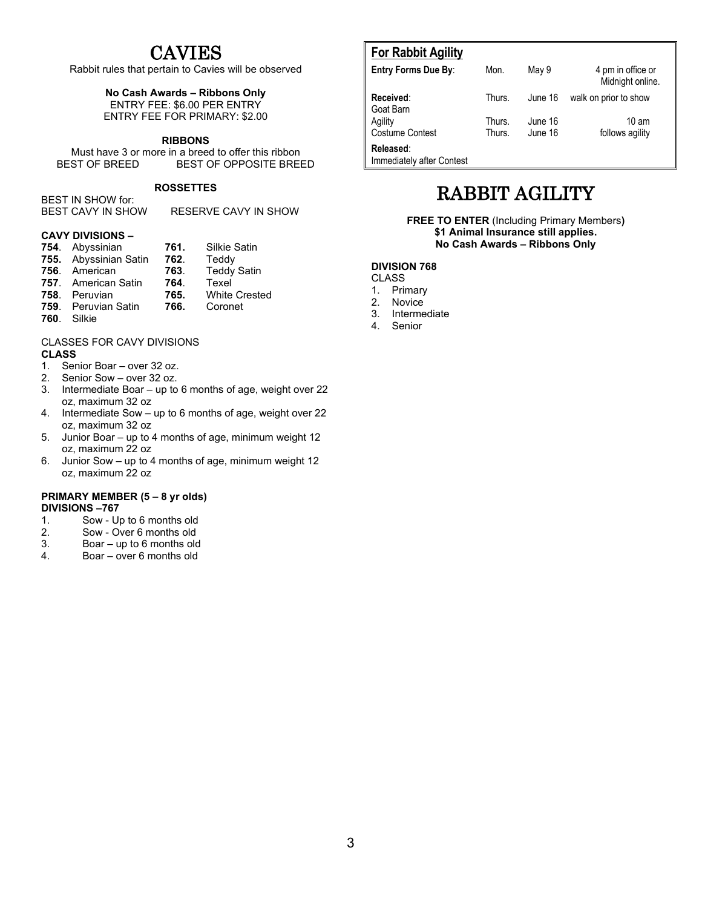# CAVIES

Rabbit rules that pertain to Cavies will be observed

**No Cash Awards – Ribbons Only**
ENTRY FEE: $6.00 PER ENTRY
ENTRY FEE FOR PRIMARY: $2.00

**RIBBONS**

Must have 3 or more in a breed to offer this ribbon
BEST OF BREED BEST OF OPPOSITE BREED

**ROSSETTES**

BEST IN SHOW for:
BEST CAVY IN SHOW RESERVE CAVY IN SHOW

**CAVY DIVISIONS –**

**754**. Abyssinian
**755.** Abyssinian Satin
**756**. American
**757**. American Satin
**758**. Peruvian
**759**. Peruvian Satin
**760**. Silkie
**761.** Silkie Satin
**762**. Teddy
**763**. Teddy Satin
**764**. Texel
**765.** White Crested
**766.** Coronet

CLASSES FOR CAVY DIVISIONS
**CLASS**

1. Senior Boar – over 32 oz.
2. Senior Sow – over 32 oz.
3. Intermediate Boar – up to 6 months of age, weight over 22 oz, maximum 32 oz
4. Intermediate Sow – up to 6 months of age, weight over 22 oz, maximum 32 oz
5. Junior Boar – up to 4 months of age, minimum weight 12 oz, maximum 22 oz
6. Junior Sow – up to 4 months of age, minimum weight 12 oz, maximum 22 oz

**PRIMARY MEMBER (5 – 8 yr olds)**
**DIVISIONS –767**

1. Sow - Up to 6 months old
2. Sow - Over 6 months old
3. Boar – up to 6 months old
4. Boar – over 6 months old

## For Rabbit Agility

| | | | |
|---|---|---|---|
| **Entry Forms Due By**: | Mon. | May 9 | 4 pm in office or Midnight online. |
| **Received**: Goat Barn | Thurs. | June 16 | walk on prior to show |
| Agility | Thurs. | June 16 | 10 am |
| Costume Contest | Thurs. | June 16 | follows agility |
| **Released**: Immediately after Contest | | | |

# RABBIT AGILITY

**FREE TO ENTER** (Including Primary Members**)**
**$1 Animal Insurance still applies.**
**No Cash Awards – Ribbons Only**

**DIVISION 768**
CLASS

1. Primary
2. Novice
3. Intermediate
4. Senior